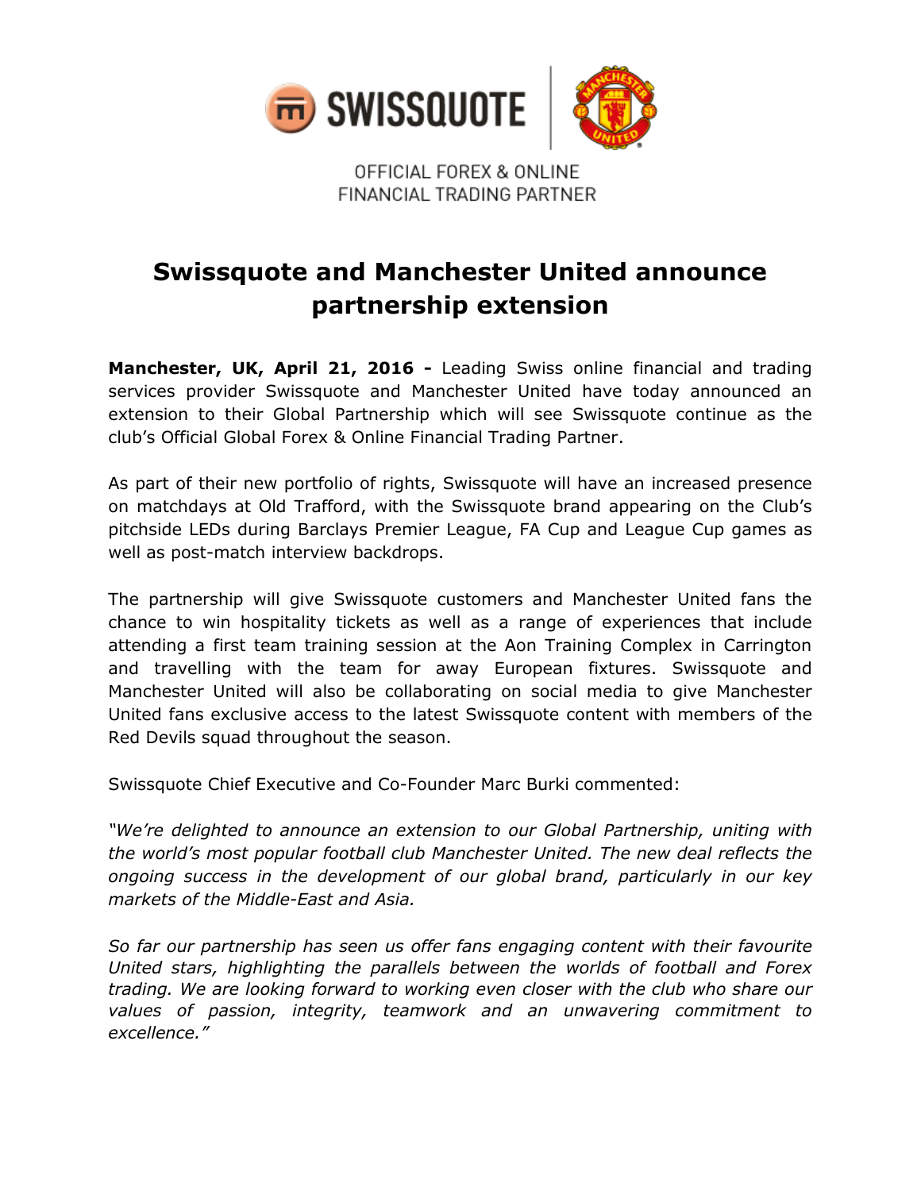OFFICIAL FOREX & ONLINE FINANCIAL TRADING PARTNER

# Swissquote and Manchester United announce partnership extension

**Manchester, UK, April 21, 2016 -** Leading Swiss online financial and trading services provider Swissquote and Manchester United have today announced an extension to their Global Partnership which will see Swissquote continue as the club's Official Global Forex & Online Financial Trading Partner.

As part of their new portfolio of rights, Swissquote will have an increased presence on matchdays at Old Trafford, with the Swissquote brand appearing on the Club's pitchside LEDs during Barclays Premier League, FA Cup and League Cup games as well as post-match interview backdrops.

The partnership will give Swissquote customers and Manchester United fans the chance to win hospitality tickets as well as a range of experiences that include attending a first team training session at the Aon Training Complex in Carrington and travelling with the team for away European fixtures. Swissquote and Manchester United will also be collaborating on social media to give Manchester United fans exclusive access to the latest Swissquote content with members of the Red Devils squad throughout the season.

Swissquote Chief Executive and Co-Founder Marc Burki commented:

*"We're delighted to announce an extension to our Global Partnership, uniting with the world's most popular football club Manchester United. The new deal reflects the ongoing success in the development of our global brand, particularly in our key markets of the Middle-East and Asia.*

*So far our partnership has seen us offer fans engaging content with their favourite United stars, highlighting the parallels between the worlds of football and Forex trading. We are looking forward to working even closer with the club who share our values of passion, integrity, teamwork and an unwavering commitment to excellence."*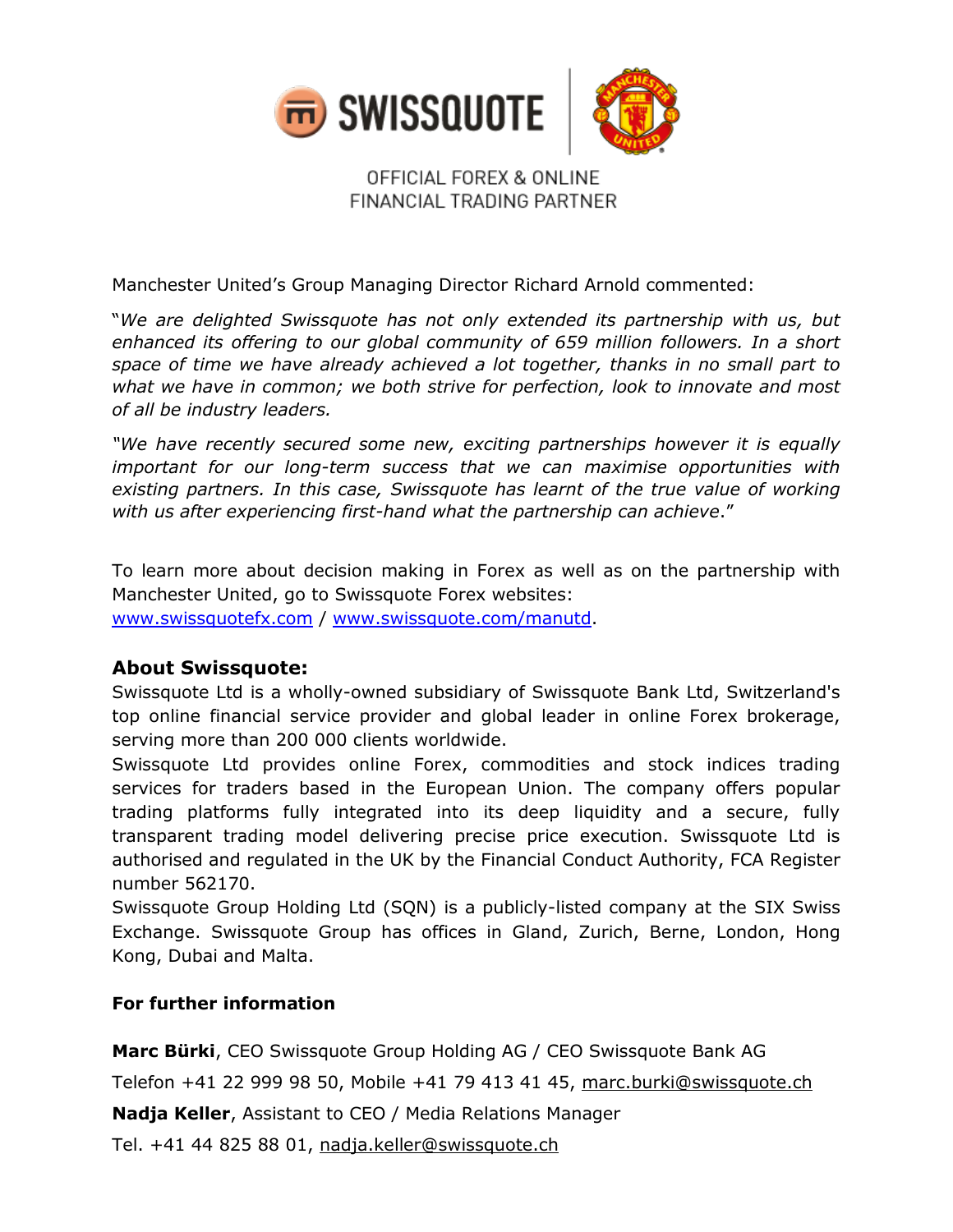OFFICIAL FOREX & ONLINE FINANCIAL TRADING PARTNER

Manchester United's Group Managing Director Richard Arnold commented:

"*We are delighted Swissquote has not only extended its partnership with us, but enhanced its offering to our global community of 659 million followers. In a short space of time we have already achieved a lot together, thanks in no small part to what we have in common; we both strive for perfection, look to innovate and most of all be industry leaders.*

*"We have recently secured some new, exciting partnerships however it is equally important for our long-term success that we can maximise opportunities with existing partners. In this case, Swissquote has learnt of the true value of working with us after experiencing first-hand what the partnership can achieve*."

To learn more about decision making in Forex as well as on the partnership with Manchester United, go to Swissquote Forex websites: www.swissquotefx.com / www.swissquote.com/manutd.

## About Swissquote:

Swissquote Ltd is a wholly-owned subsidiary of Swissquote Bank Ltd, Switzerland's top online financial service provider and global leader in online Forex brokerage, serving more than 200 000 clients worldwide.

Swissquote Ltd provides online Forex, commodities and stock indices trading services for traders based in the European Union. The company offers popular trading platforms fully integrated into its deep liquidity and a secure, fully transparent trading model delivering precise price execution. Swissquote Ltd is authorised and regulated in the UK by the Financial Conduct Authority, FCA Register number 562170.

Swissquote Group Holding Ltd (SQN) is a publicly-listed company at the SIX Swiss Exchange. Swissquote Group has offices in Gland, Zurich, Berne, London, Hong Kong, Dubai and Malta.

**For further information**

**Marc Bürki**, CEO Swissquote Group Holding AG / CEO Swissquote Bank AG

Telefon +41 22 999 98 50, Mobile +41 79 413 41 45, marc.burki@swissquote.ch

**Nadja Keller**, Assistant to CEO / Media Relations Manager

Tel. +41 44 825 88 01, nadja.keller@swissquote.ch